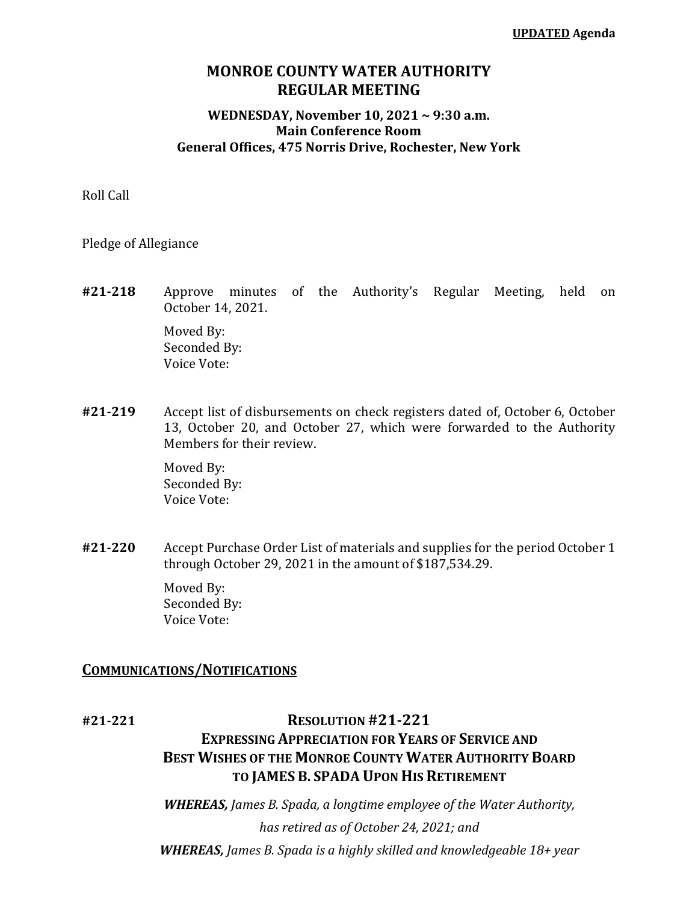**UPDATED Agenda**

# MONROE COUNTY WATER AUTHORITY
# REGULAR MEETING

### WEDNESDAY, November 10, 2021 ~ 9:30 a.m.
### Main Conference Room
### General Offices, 475 Norris Drive, Rochester, New York

Roll Call

Pledge of Allegiance

**#21-218** Approve minutes of the Authority's Regular Meeting, held on October 14, 2021.

Moved By:
Seconded By:
Voice Vote:

**#21-219** Accept list of disbursements on check registers dated of, October 6, October 13, October 20, and October 27, which were forwarded to the Authority Members for their review.

Moved By:
Seconded By:
Voice Vote:

**#21-220** Accept Purchase Order List of materials and supplies for the period October 1 through October 29, 2021 in the amount of $187,534.29.

Moved By:
Seconded By:
Voice Vote:

## COMMUNICATIONS/NOTIFICATIONS

**#21-221**

### RESOLUTION #21-221
### EXPRESSING APPRECIATION FOR YEARS OF SERVICE AND BEST WISHES OF THE MONROE COUNTY WATER AUTHORITY BOARD TO JAMES B. SPADA UPON HIS RETIREMENT

***WHEREAS,*** *James B. Spada, a longtime employee of the Water Authority, has retired as of October 24, 2021; and*

***WHEREAS,*** *James B. Spada is a highly skilled and knowledgeable 18+ year*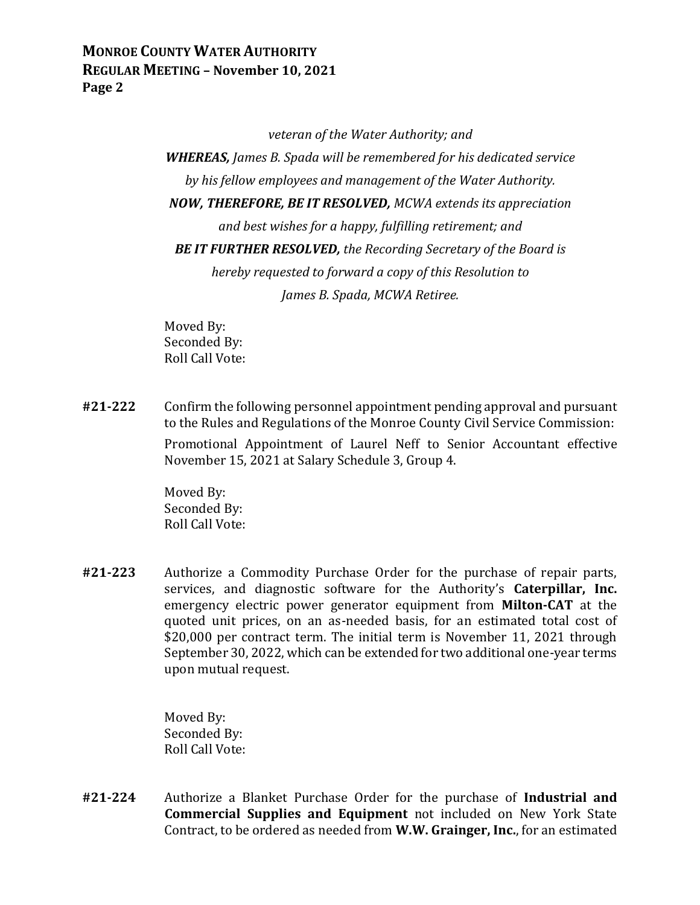*veteran of the Water Authority; and*

***WHEREAS,** James B. Spada will be remembered for his dedicated service by his fellow employees and management of the Water Authority.*

***NOW, THEREFORE, BE IT RESOLVED,** MCWA extends its appreciation and best wishes for a happy, fulfilling retirement; and*

***BE IT FURTHER RESOLVED,** the Recording Secretary of the Board is hereby requested to forward a copy of this Resolution to James B. Spada, MCWA Retiree.*

Moved By:
Seconded By:
Roll Call Vote:

**#21-222** Confirm the following personnel appointment pending approval and pursuant to the Rules and Regulations of the Monroe County Civil Service Commission:

Promotional Appointment of Laurel Neff to Senior Accountant effective November 15, 2021 at Salary Schedule 3, Group 4.

Moved By:
Seconded By:
Roll Call Vote:

**#21-223** Authorize a Commodity Purchase Order for the purchase of repair parts, services, and diagnostic software for the Authority's **Caterpillar, Inc.** emergency electric power generator equipment from **Milton-CAT** at the quoted unit prices, on an as-needed basis, for an estimated total cost of $20,000 per contract term. The initial term is November 11, 2021 through September 30, 2022, which can be extended for two additional one-year terms upon mutual request.

Moved By:
Seconded By:
Roll Call Vote:

**#21-224** Authorize a Blanket Purchase Order for the purchase of **Industrial and Commercial Supplies and Equipment** not included on New York State Contract, to be ordered as needed from **W.W. Grainger, Inc.**, for an estimated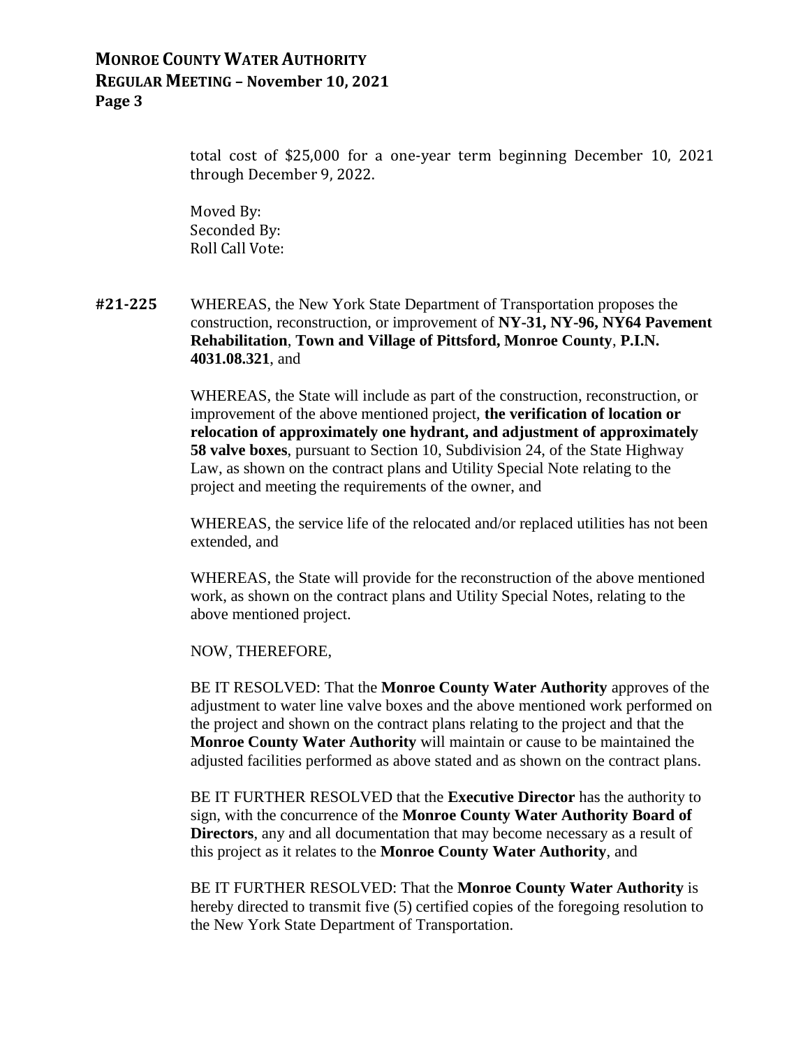total cost of $25,000 for a one-year term beginning December 10, 2021 through December 9, 2022.

Moved By:
Seconded By:
Roll Call Vote:

**#21-225** WHEREAS, the New York State Department of Transportation proposes the construction, reconstruction, or improvement of **NY-31, NY-96, NY64 Pavement Rehabilitation**, **Town and Village of Pittsford, Monroe County**, **P.I.N. 4031.08.321**, and

WHEREAS, the State will include as part of the construction, reconstruction, or improvement of the above mentioned project, **the verification of location or relocation of approximately one hydrant, and adjustment of approximately 58 valve boxes**, pursuant to Section 10, Subdivision 24, of the State Highway Law, as shown on the contract plans and Utility Special Note relating to the project and meeting the requirements of the owner, and

WHEREAS, the service life of the relocated and/or replaced utilities has not been extended, and

WHEREAS, the State will provide for the reconstruction of the above mentioned work, as shown on the contract plans and Utility Special Notes, relating to the above mentioned project.

NOW, THEREFORE,

BE IT RESOLVED: That the **Monroe County Water Authority** approves of the adjustment to water line valve boxes and the above mentioned work performed on the project and shown on the contract plans relating to the project and that the **Monroe County Water Authority** will maintain or cause to be maintained the adjusted facilities performed as above stated and as shown on the contract plans.

BE IT FURTHER RESOLVED that the **Executive Director** has the authority to sign, with the concurrence of the **Monroe County Water Authority Board of Directors**, any and all documentation that may become necessary as a result of this project as it relates to the **Monroe County Water Authority**, and

BE IT FURTHER RESOLVED: That the **Monroe County Water Authority** is hereby directed to transmit five (5) certified copies of the foregoing resolution to the New York State Department of Transportation.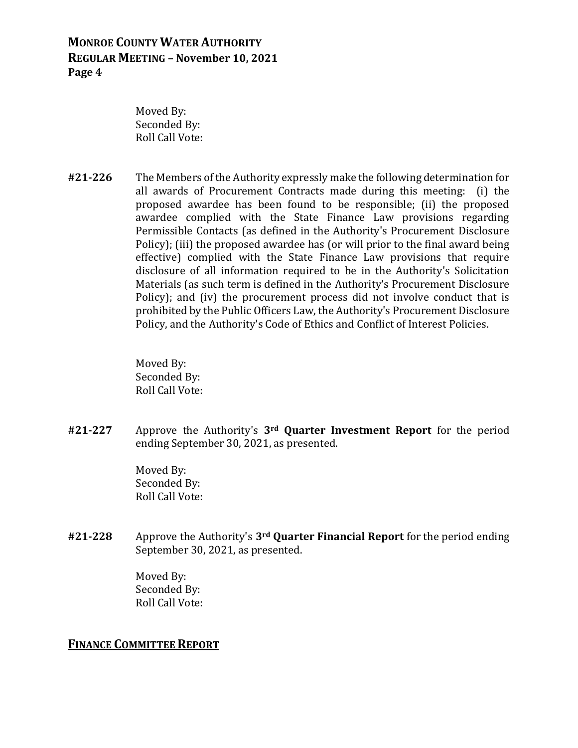Moved By:
Seconded By:
Roll Call Vote:

**#21-226** The Members of the Authority expressly make the following determination for all awards of Procurement Contracts made during this meeting: (i) the proposed awardee has been found to be responsible; (ii) the proposed awardee complied with the State Finance Law provisions regarding Permissible Contacts (as defined in the Authority's Procurement Disclosure Policy); (iii) the proposed awardee has (or will prior to the final award being effective) complied with the State Finance Law provisions that require disclosure of all information required to be in the Authority's Solicitation Materials (as such term is defined in the Authority's Procurement Disclosure Policy); and (iv) the procurement process did not involve conduct that is prohibited by the Public Officers Law, the Authority's Procurement Disclosure Policy, and the Authority's Code of Ethics and Conflict of Interest Policies.

Moved By:
Seconded By:
Roll Call Vote:

**#21-227** Approve the Authority's **3rd Quarter Investment Report** for the period ending September 30, 2021, as presented.

Moved By:
Seconded By:
Roll Call Vote:

**#21-228** Approve the Authority's **3rd Quarter Financial Report** for the period ending September 30, 2021, as presented.

Moved By:
Seconded By:
Roll Call Vote:

## FINANCE COMMITTEE REPORT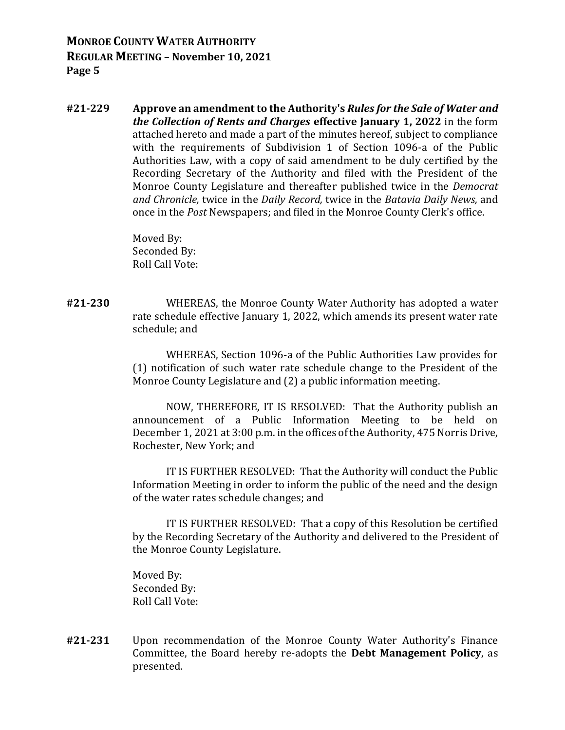**#21-229** **Approve an amendment to the Authority's *Rules for the Sale of Water and the Collection of Rents and Charges* effective January 1, 2022** in the form attached hereto and made a part of the minutes hereof, subject to compliance with the requirements of Subdivision 1 of Section 1096-a of the Public Authorities Law, with a copy of said amendment to be duly certified by the Recording Secretary of the Authority and filed with the President of the Monroe County Legislature and thereafter published twice in the *Democrat and Chronicle,* twice in the *Daily Record,* twice in the *Batavia Daily News,* and once in the *Post* Newspapers; and filed in the Monroe County Clerk's office.

Moved By:
Seconded By:
Roll Call Vote:

**#21-230** WHEREAS, the Monroe County Water Authority has adopted a water rate schedule effective January 1, 2022, which amends its present water rate schedule; and

WHEREAS, Section 1096-a of the Public Authorities Law provides for (1) notification of such water rate schedule change to the President of the Monroe County Legislature and (2) a public information meeting.

NOW, THEREFORE, IT IS RESOLVED: That the Authority publish an announcement of a Public Information Meeting to be held on December 1, 2021 at 3:00 p.m. in the offices of the Authority, 475 Norris Drive, Rochester, New York; and

IT IS FURTHER RESOLVED: That the Authority will conduct the Public Information Meeting in order to inform the public of the need and the design of the water rates schedule changes; and

IT IS FURTHER RESOLVED: That a copy of this Resolution be certified by the Recording Secretary of the Authority and delivered to the President of the Monroe County Legislature.

Moved By:
Seconded By:
Roll Call Vote:

**#21-231** Upon recommendation of the Monroe County Water Authority's Finance Committee, the Board hereby re-adopts the **Debt Management Policy**, as presented.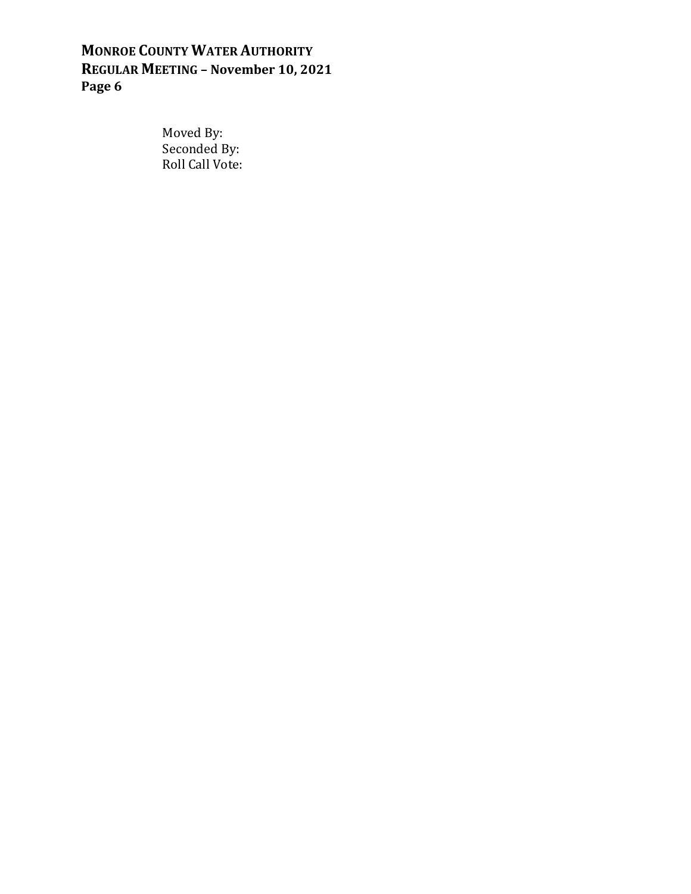Moved By:
Seconded By:
Roll Call Vote: